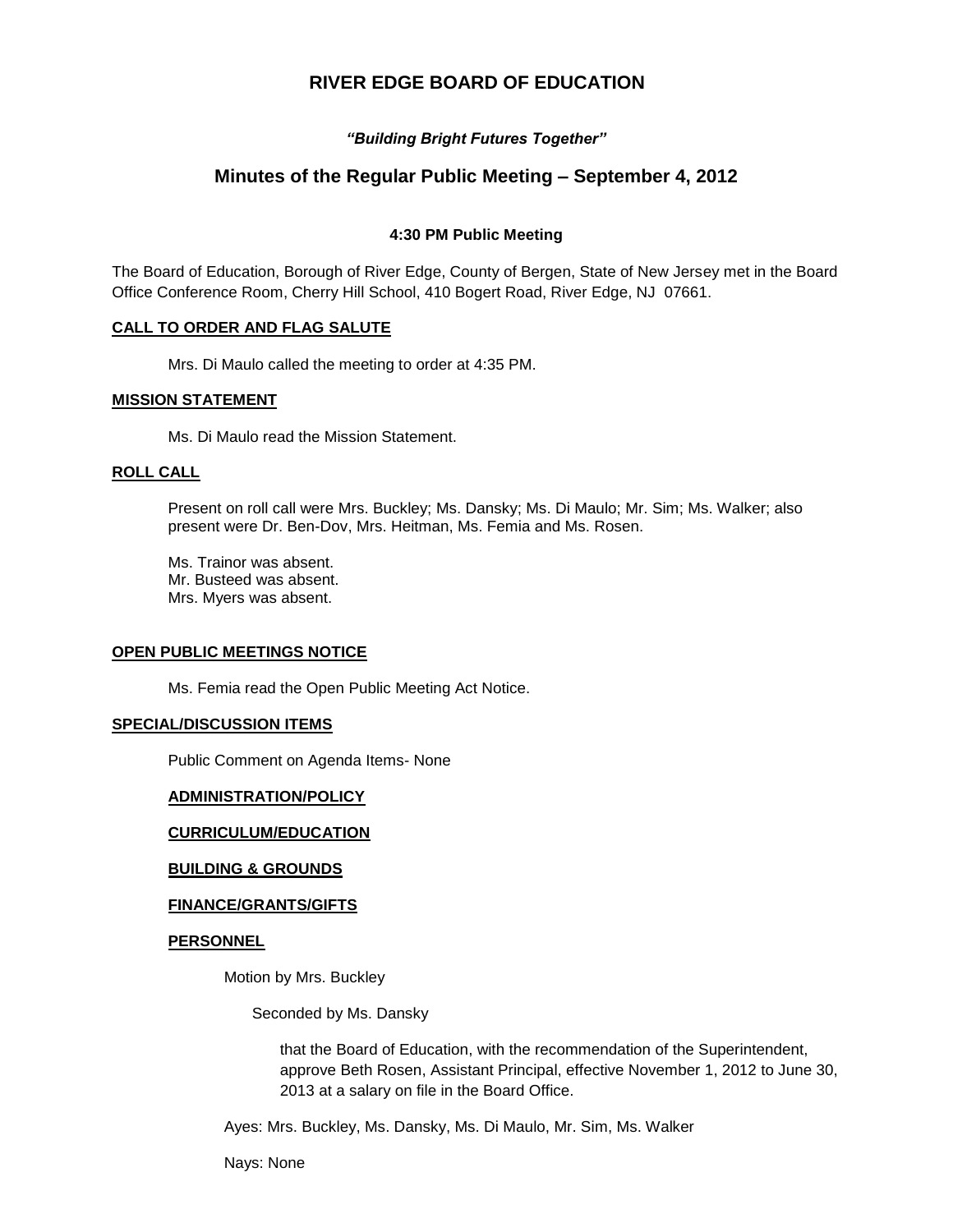# RIVER EDGE BOARD OF EDUCATION

***"Building Bright Futures Together"***

## Minutes of the Regular Public Meeting – September 4, 2012

**4:30 PM Public Meeting**

The Board of Education, Borough of River Edge, County of Bergen, State of New Jersey met in the Board Office Conference Room, Cherry Hill School, 410 Bogert Road, River Edge, NJ 07661.

**CALL TO ORDER AND FLAG SALUTE**

Mrs. Di Maulo called the meeting to order at 4:35 PM.

**MISSION STATEMENT**

Ms. Di Maulo read the Mission Statement.

**ROLL CALL**

Present on roll call were Mrs. Buckley; Ms. Dansky; Ms. Di Maulo; Mr. Sim; Ms. Walker; also present were Dr. Ben-Dov, Mrs. Heitman, Ms. Femia and Ms. Rosen.

Ms. Trainor was absent.
Mr. Busteed was absent.
Mrs. Myers was absent.

**OPEN PUBLIC MEETINGS NOTICE**

Ms. Femia read the Open Public Meeting Act Notice.

**SPECIAL/DISCUSSION ITEMS**

Public Comment on Agenda Items- None

**ADMINISTRATION/POLICY**

**CURRICULUM/EDUCATION**

**BUILDING & GROUNDS**

**FINANCE/GRANTS/GIFTS**

**PERSONNEL**

Motion by Mrs. Buckley

Seconded by Ms. Dansky

that the Board of Education, with the recommendation of the Superintendent, approve Beth Rosen, Assistant Principal, effective November 1, 2012 to June 30, 2013 at a salary on file in the Board Office.

Ayes: Mrs. Buckley, Ms. Dansky, Ms. Di Maulo, Mr. Sim, Ms. Walker

Nays: None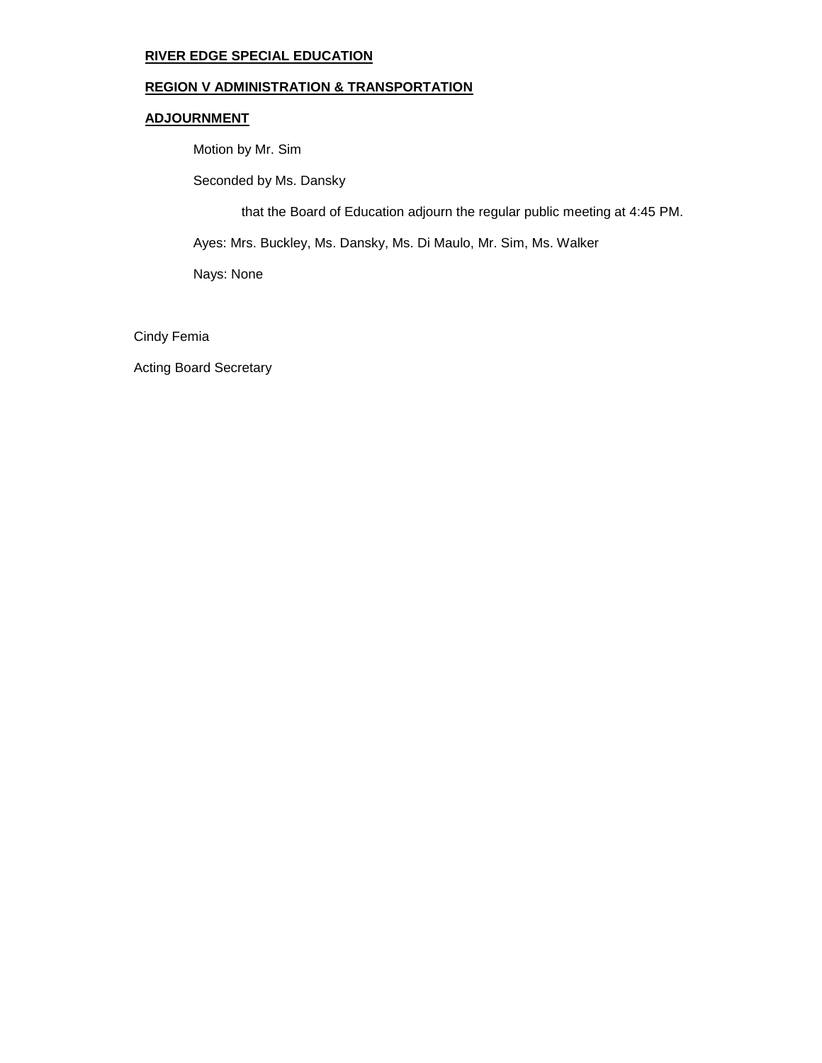**RIVER EDGE SPECIAL EDUCATION**

**REGION V ADMINISTRATION & TRANSPORTATION**

**ADJOURNMENT**

Motion by Mr. Sim

Seconded by Ms. Dansky

that the Board of Education adjourn the regular public meeting at 4:45 PM.

Ayes: Mrs. Buckley, Ms. Dansky, Ms. Di Maulo, Mr. Sim, Ms. Walker

Nays: None

Cindy Femia

Acting Board Secretary